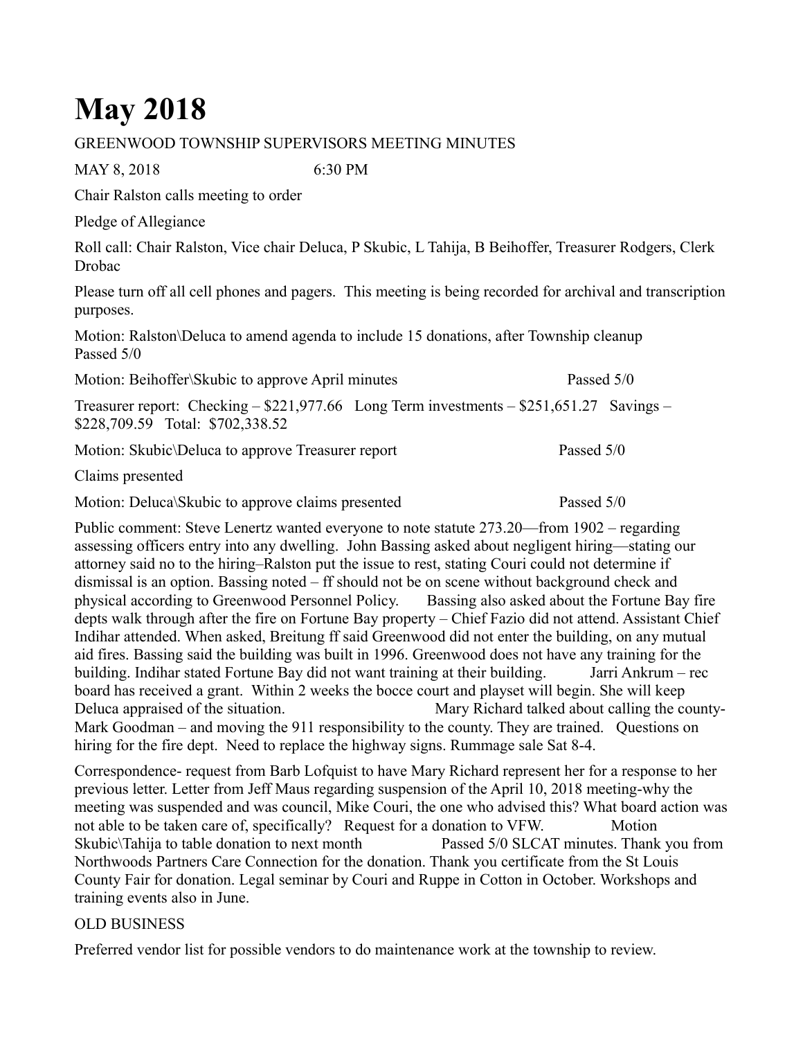# May 2018

GREENWOOD TOWNSHIP SUPERVISORS MEETING MINUTES

MAY 8, 2018 6:30 PM

Chair Ralston calls meeting to order

Pledge of Allegiance

Roll call: Chair Ralston, Vice chair Deluca, P Skubic, L Tahija, B Beihoffer, Treasurer Rodgers, Clerk Drobac

Please turn off all cell phones and pagers. This meeting is being recorded for archival and transcription purposes.

Motion: Ralston\Deluca to amend agenda to include 15 donations, after Township cleanup
Passed 5/0

Motion: Beihoffer\Skubic to approve April minutes Passed 5/0

Treasurer report: Checking – $221,977.66 Long Term investments – $251,651.27 Savings – $228,709.59 Total: $702,338.52

Motion: Skubic\Deluca to approve Treasurer report Passed 5/0

Claims presented

Motion: Deluca\Skubic to approve claims presented Passed 5/0

Public comment: Steve Lenertz wanted everyone to note statute 273.20—from 1902 – regarding assessing officers entry into any dwelling. John Bassing asked about negligent hiring—stating our attorney said no to the hiring–Ralston put the issue to rest, stating Couri could not determine if dismissal is an option. Bassing noted – ff should not be on scene without background check and physical according to Greenwood Personnel Policy. Bassing also asked about the Fortune Bay fire depts walk through after the fire on Fortune Bay property – Chief Fazio did not attend. Assistant Chief Indihar attended. When asked, Breitung ff said Greenwood did not enter the building, on any mutual aid fires. Bassing said the building was built in 1996. Greenwood does not have any training for the building. Indihar stated Fortune Bay did not want training at their building. Jarri Ankrum – rec board has received a grant. Within 2 weeks the bocce court and playset will begin. She will keep Deluca appraised of the situation. Mary Richard talked about calling the county-Mark Goodman – and moving the 911 responsibility to the county. They are trained. Questions on hiring for the fire dept. Need to replace the highway signs. Rummage sale Sat 8-4.

Correspondence- request from Barb Lofquist to have Mary Richard represent her for a response to her previous letter. Letter from Jeff Maus regarding suspension of the April 10, 2018 meeting-why the meeting was suspended and was council, Mike Couri, the one who advised this? What board action was not able to be taken care of, specifically? Request for a donation to VFW. Motion Skubic\Tahija to table donation to next month Passed 5/0 SLCAT minutes. Thank you from Northwoods Partners Care Connection for the donation. Thank you certificate from the St Louis County Fair for donation. Legal seminar by Couri and Ruppe in Cotton in October. Workshops and training events also in June.

OLD BUSINESS

Preferred vendor list for possible vendors to do maintenance work at the township to review.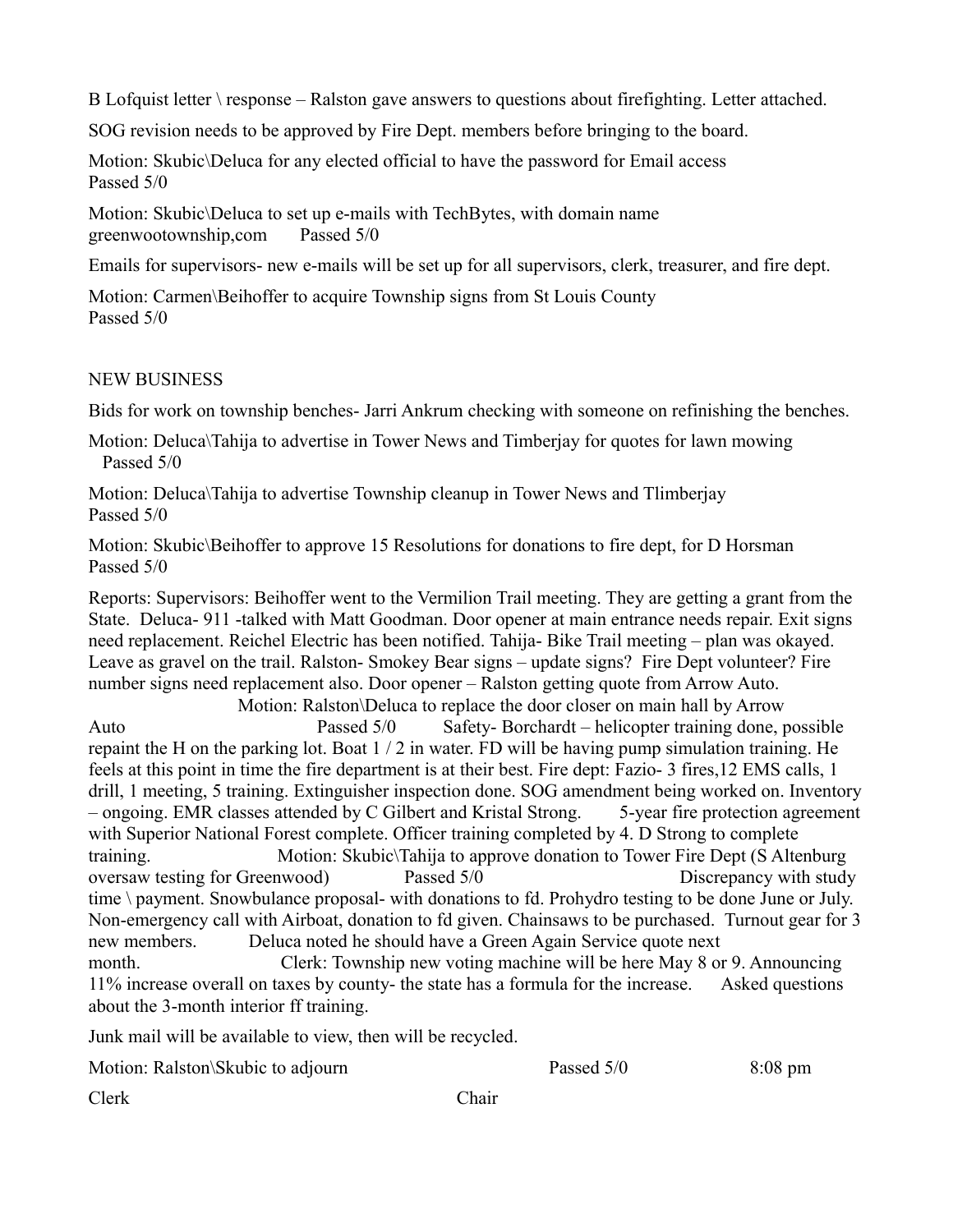B Lofquist letter \ response – Ralston gave answers to questions about firefighting. Letter attached.

SOG revision needs to be approved by Fire Dept. members before bringing to the board.

Motion: Skubic\Deluca for any elected official to have the password for Email access
Passed 5/0

Motion: Skubic\Deluca to set up e-mails with TechBytes, with domain name greenwootownship,com Passed 5/0

Emails for supervisors- new e-mails will be set up for all supervisors, clerk, treasurer, and fire dept.

Motion: Carmen\Beihoffer to acquire Township signs from St Louis County
Passed 5/0

NEW BUSINESS

Bids for work on township benches- Jarri Ankrum checking with someone on refinishing the benches.

Motion: Deluca\Tahija to advertise in Tower News and Timberjay for quotes for lawn mowing
Passed 5/0

Motion: Deluca\Tahija to advertise Township cleanup in Tower News and Tlimberjay
Passed 5/0

Motion: Skubic\Beihoffer to approve 15 Resolutions for donations to fire dept, for D Horsman
Passed 5/0

Reports: Supervisors: Beihoffer went to the Vermilion Trail meeting. They are getting a grant from the State. Deluca- 911 -talked with Matt Goodman. Door opener at main entrance needs repair. Exit signs need replacement. Reichel Electric has been notified. Tahija- Bike Trail meeting – plan was okayed. Leave as gravel on the trail. Ralston- Smokey Bear signs – update signs? Fire Dept volunteer? Fire number signs need replacement also. Door opener – Ralston getting quote from Arrow Auto. Motion: Ralston\Deluca to replace the door closer on main hall by Arrow Auto Passed 5/0 Safety- Borchardt – helicopter training done, possible repaint the H on the parking lot. Boat 1 / 2 in water. FD will be having pump simulation training. He feels at this point in time the fire department is at their best. Fire dept: Fazio- 3 fires,12 EMS calls, 1 drill, 1 meeting, 5 training. Extinguisher inspection done. SOG amendment being worked on. Inventory – ongoing. EMR classes attended by C Gilbert and Kristal Strong. 5-year fire protection agreement with Superior National Forest complete. Officer training completed by 4. D Strong to complete training. Motion: Skubic\Tahija to approve donation to Tower Fire Dept (S Altenburg oversaw testing for Greenwood) Passed 5/0 Discrepancy with study time \ payment. Snowbulance proposal- with donations to fd. Prohydro testing to be done June or July. Non-emergency call with Airboat, donation to fd given. Chainsaws to be purchased. Turnout gear for 3 new members. Deluca noted he should have a Green Again Service quote next month. Clerk: Township new voting machine will be here May 8 or 9. Announcing 11% increase overall on taxes by county- the state has a formula for the increase. Asked questions about the 3-month interior ff training.

Junk mail will be available to view, then will be recycled.

Motion: Ralston\Skubic to adjourn Passed 5/0 8:08 pm

Clerk Chair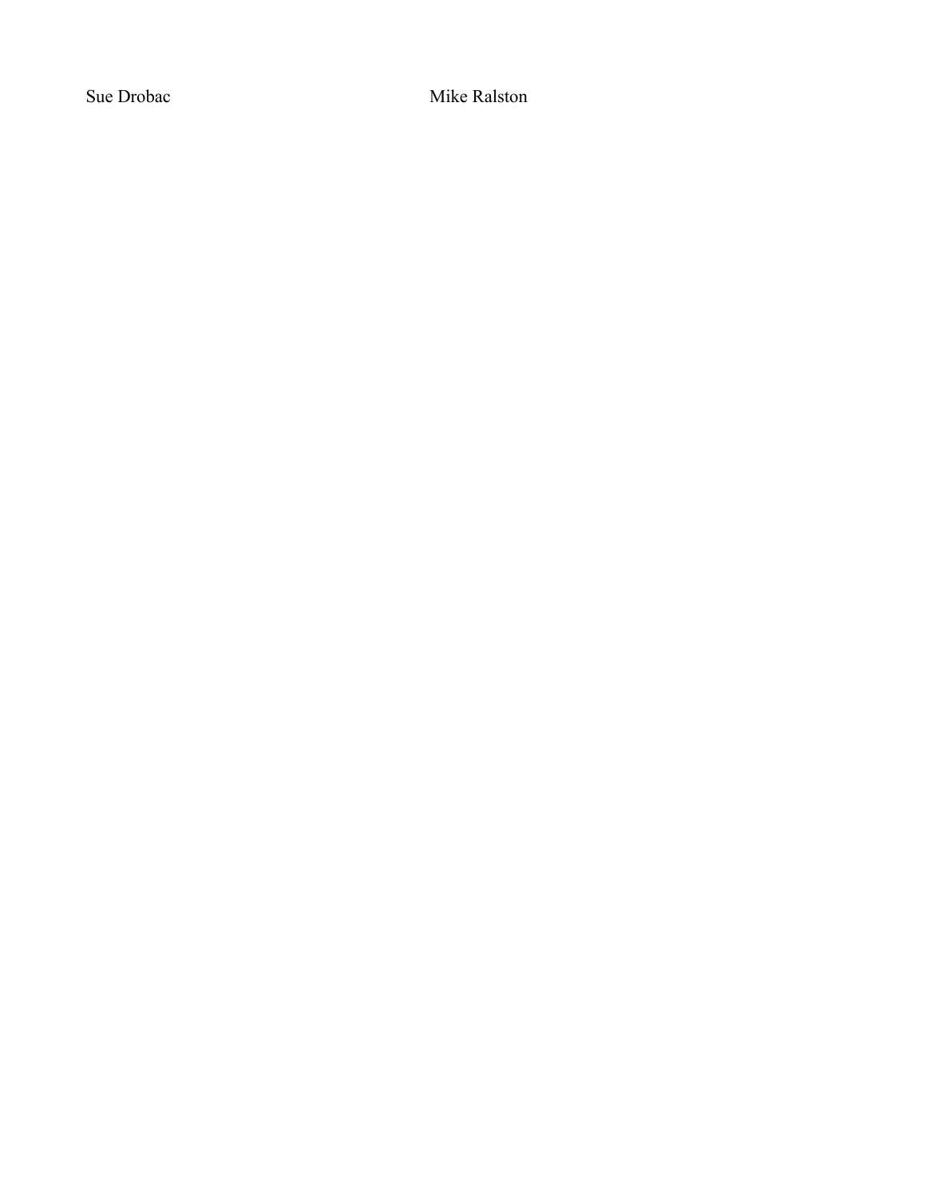Sue Drobac Mike Ralston